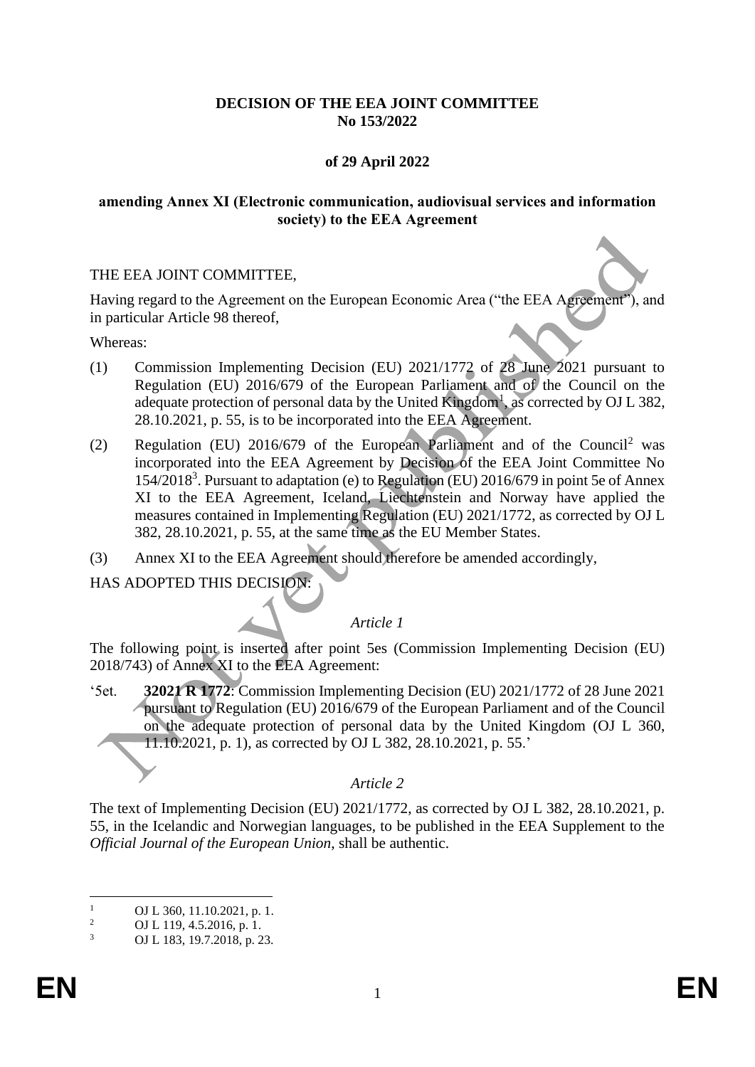**DECISION OF THE EEA JOINT COMMITTEE**
**No 153/2022**

**of 29 April 2022**

**amending Annex XI (Electronic communication, audiovisual services and information society) to the EEA Agreement**

THE EEA JOINT COMMITTEE,

Having regard to the Agreement on the European Economic Area ("the EEA Agreement"), and in particular Article 98 thereof,

Whereas:

(1) Commission Implementing Decision (EU) 2021/1772 of 28 June 2021 pursuant to Regulation (EU) 2016/679 of the European Parliament and of the Council on the adequate protection of personal data by the United Kingdom[1], as corrected by OJ L 382, 28.10.2021, p. 55, is to be incorporated into the EEA Agreement.

(2) Regulation (EU) 2016/679 of the European Parliament and of the Council[2] was incorporated into the EEA Agreement by Decision of the EEA Joint Committee No 154/2018[3]. Pursuant to adaptation (e) to Regulation (EU) 2016/679 in point 5e of Annex XI to the EEA Agreement, Iceland, Liechtenstein and Norway have applied the measures contained in Implementing Regulation (EU) 2021/1772, as corrected by OJ L 382, 28.10.2021, p. 55, at the same time as the EU Member States.

(3) Annex XI to the EEA Agreement should therefore be amended accordingly,

HAS ADOPTED THIS DECISION:

*Article 1*

The following point is inserted after point 5es (Commission Implementing Decision (EU) 2018/743) of Annex XI to the EEA Agreement:

'5et. **32021 R 1772**: Commission Implementing Decision (EU) 2021/1772 of 28 June 2021 pursuant to Regulation (EU) 2016/679 of the European Parliament and of the Council on the adequate protection of personal data by the United Kingdom (OJ L 360, 11.10.2021, p. 1), as corrected by OJ L 382, 28.10.2021, p. 55.'

*Article 2*

The text of Implementing Decision (EU) 2021/1772, as corrected by OJ L 382, 28.10.2021, p. 55, in the Icelandic and Norwegian languages, to be published in the EEA Supplement to the *Official Journal of the European Union*, shall be authentic.

---

[1] OJ L 360, 11.10.2021, p. 1.
[2] OJ L 119, 4.5.2016, p. 1.
[3] OJ L 183, 19.7.2018, p. 23.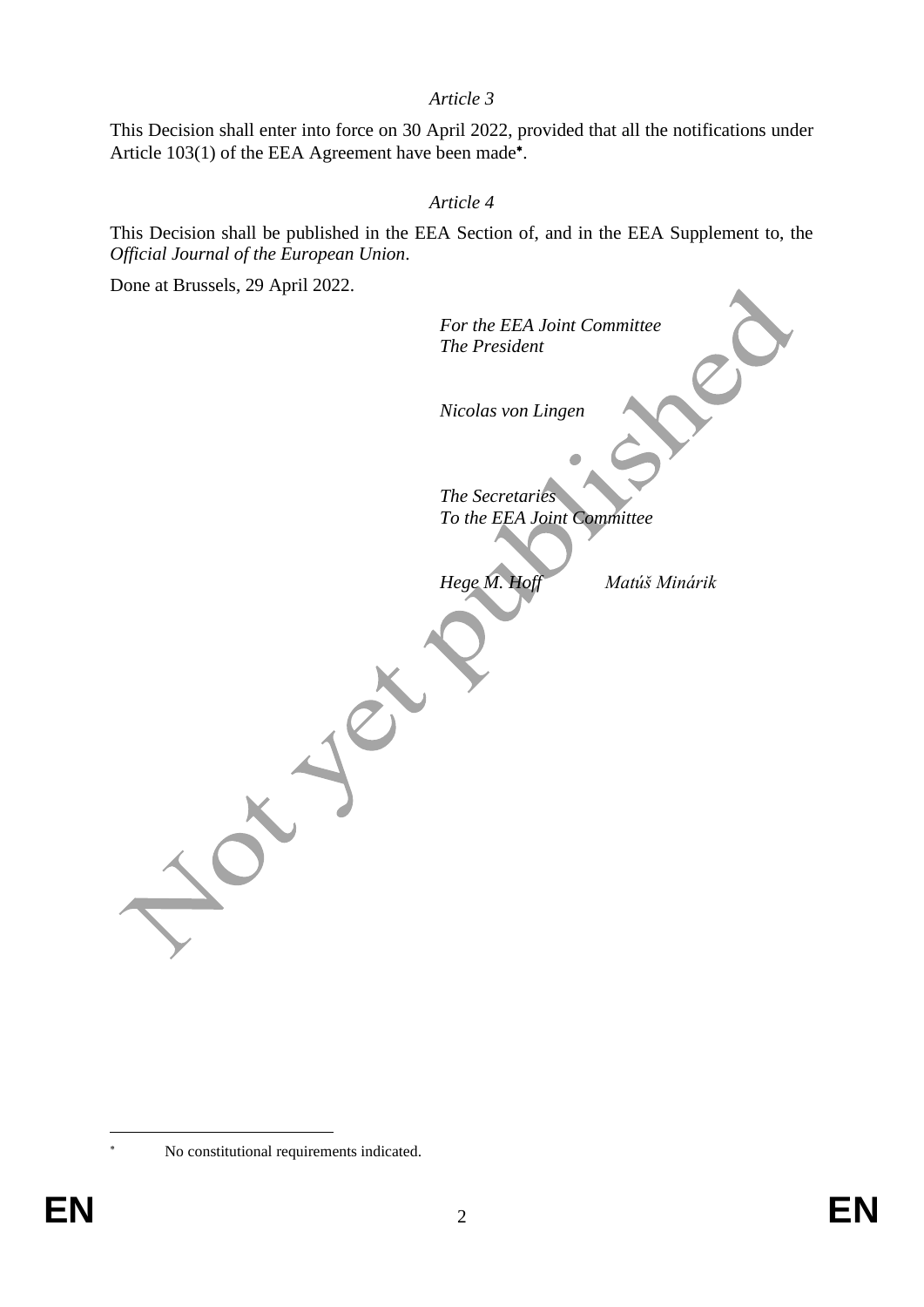*Article 3*

This Decision shall enter into force on 30 April 2022, provided that all the notifications under Article 103(1) of the EEA Agreement have been made[*].

*Article 4*

This Decision shall be published in the EEA Section of, and in the EEA Supplement to, the *Official Journal of the European Union*.

Done at Brussels, 29 April 2022.

*For the EEA Joint Committee*
*The President*

*Nicolas von Lingen*

*The Secretaries*
*To the EEA Joint Committee*

*Hege M. Hoff* *Matúš Minárik*

[*] No constitutional requirements indicated.